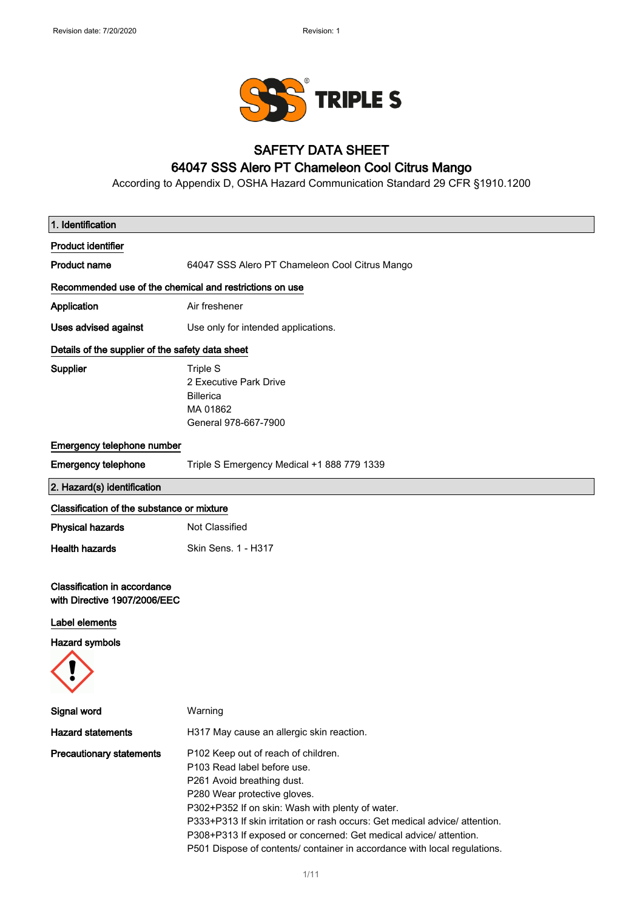Revision date: 7/20/2020 Revision: 1

# SAFETY DATA SHEET
## 64047 SSS Alero PT Chameleon Cool Citrus Mango

According to Appendix D, OSHA Hazard Communication Standard 29 CFR §1910.1200

## 1. Identification

**Product identifier**

**Product name** 64047 SSS Alero PT Chameleon Cool Citrus Mango

**Recommended use of the chemical and restrictions on use**

**Application** Air freshener

**Uses advised against** Use only for intended applications.

**Details of the supplier of the safety data sheet**

**Supplier**
Triple S
2 Executive Park Drive
Billerica
MA 01862
General 978-667-7900

**Emergency telephone number**

**Emergency telephone** Triple S Emergency Medical +1 888 779 1339

## 2. Hazard(s) identification

**Classification of the substance or mixture**

**Physical hazards** Not Classified

**Health hazards** Skin Sens. 1 - H317

**Classification in accordance with Directive 1907/2006/EEC**

**Label elements**

**Hazard symbols**

**Signal word** Warning

**Hazard statements** H317 May cause an allergic skin reaction.

**Precautionary statements**
P102 Keep out of reach of children.
P103 Read label before use.
P261 Avoid breathing dust.
P280 Wear protective gloves.
P302+P352 If on skin: Wash with plenty of water.
P333+P313 If skin irritation or rash occurs: Get medical advice/ attention.
P308+P313 If exposed or concerned: Get medical advice/ attention.
P501 Dispose of contents/ container in accordance with local regulations.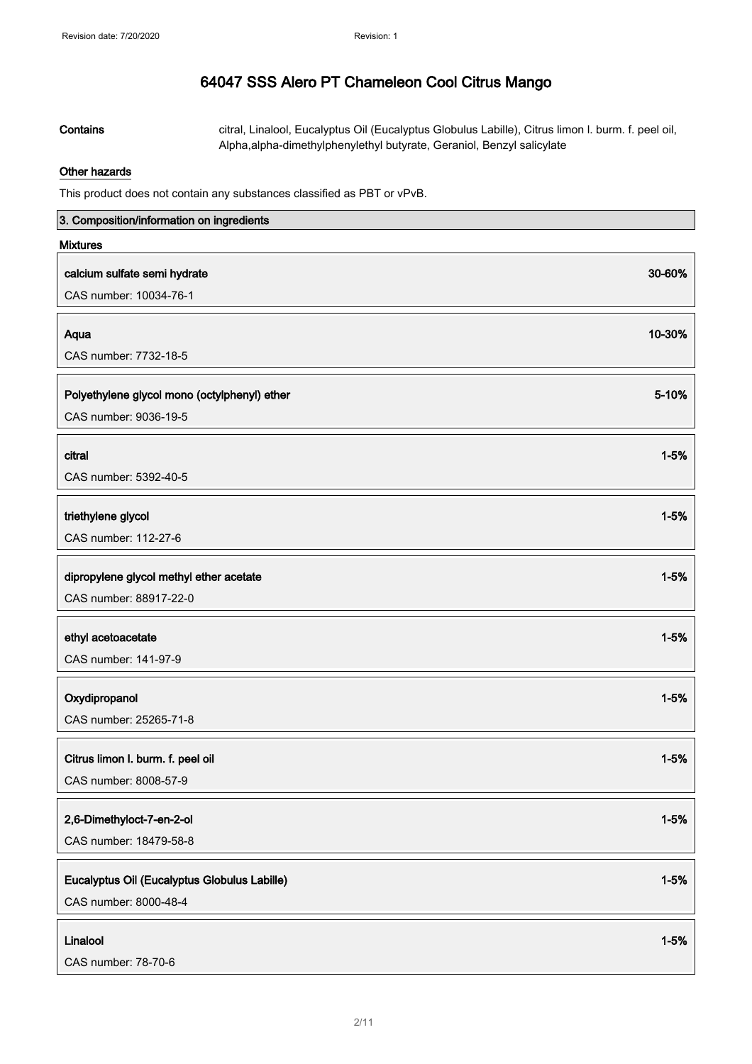# 64047 SSS Alero PT Chameleon Cool Citrus Mango

**Contains** citral, Linalool, Eucalyptus Oil (Eucalyptus Globulus Labille), Citrus limon l. burm. f. peel oil, Alpha,alpha-dimethylphenylethyl butyrate, Geraniol, Benzyl salicylate

**Other hazards**

This product does not contain any substances classified as PBT or vPvB.

## 3. Composition/information on ingredients

**Mixtures**

| Ingredient | Concentration |
| --- | --- |
| **calcium sulfate semi hydrate**<br>CAS number: 10034-76-1 | 30-60% |
| **Aqua**<br>CAS number: 7732-18-5 | 10-30% |
| **Polyethylene glycol mono (octylphenyl) ether**<br>CAS number: 9036-19-5 | 5-10% |
| **citral**<br>CAS number: 5392-40-5 | 1-5% |
| **triethylene glycol**<br>CAS number: 112-27-6 | 1-5% |
| **dipropylene glycol methyl ether acetate**<br>CAS number: 88917-22-0 | 1-5% |
| **ethyl acetoacetate**<br>CAS number: 141-97-9 | 1-5% |
| **Oxydipropanol**<br>CAS number: 25265-71-8 | 1-5% |
| **Citrus limon l. burm. f. peel oil**<br>CAS number: 8008-57-9 | 1-5% |
| **2,6-Dimethyloct-7-en-2-ol**<br>CAS number: 18479-58-8 | 1-5% |
| **Eucalyptus Oil (Eucalyptus Globulus Labille)**<br>CAS number: 8000-48-4 | 1-5% |
| **Linalool**<br>CAS number: 78-70-6 | 1-5% |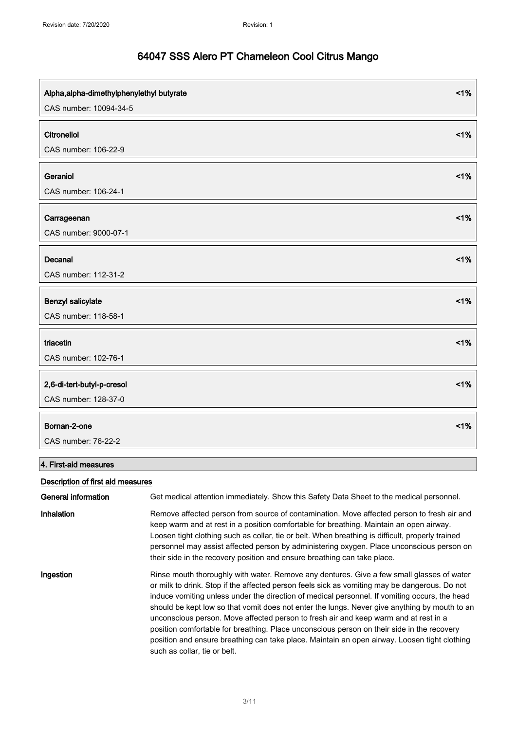| Alpha,alpha-dimethylphenylethyl butyrate | <1% |
|---|---|
| CAS number: 10094-34-5 | |

| Citronellol | <1% |
|---|---|
| CAS number: 106-22-9 | |

| Geraniol | <1% |
|---|---|
| CAS number: 106-24-1 | |

| Carrageenan | <1% |
|---|---|
| CAS number: 9000-07-1 | |

| Decanal | <1% |
|---|---|
| CAS number: 112-31-2 | |

| Benzyl salicylate | <1% |
|---|---|
| CAS number: 118-58-1 | |

| triacetin | <1% |
|---|---|
| CAS number: 102-76-1 | |

| 2,6-di-tert-butyl-p-cresol | <1% |
|---|---|
| CAS number: 128-37-0 | |

| Bornan-2-one | <1% |
|---|---|
| CAS number: 76-22-2 | |

## 4. First-aid measures

### Description of first aid measures

**General information** Get medical attention immediately. Show this Safety Data Sheet to the medical personnel.

**Inhalation** Remove affected person from source of contamination. Move affected person to fresh air and keep warm and at rest in a position comfortable for breathing. Maintain an open airway. Loosen tight clothing such as collar, tie or belt. When breathing is difficult, properly trained personnel may assist affected person by administering oxygen. Place unconscious person on their side in the recovery position and ensure breathing can take place.

**Ingestion** Rinse mouth thoroughly with water. Remove any dentures. Give a few small glasses of water or milk to drink. Stop if the affected person feels sick as vomiting may be dangerous. Do not induce vomiting unless under the direction of medical personnel. If vomiting occurs, the head should be kept low so that vomit does not enter the lungs. Never give anything by mouth to an unconscious person. Move affected person to fresh air and keep warm and at rest in a position comfortable for breathing. Place unconscious person on their side in the recovery position and ensure breathing can take place. Maintain an open airway. Loosen tight clothing such as collar, tie or belt.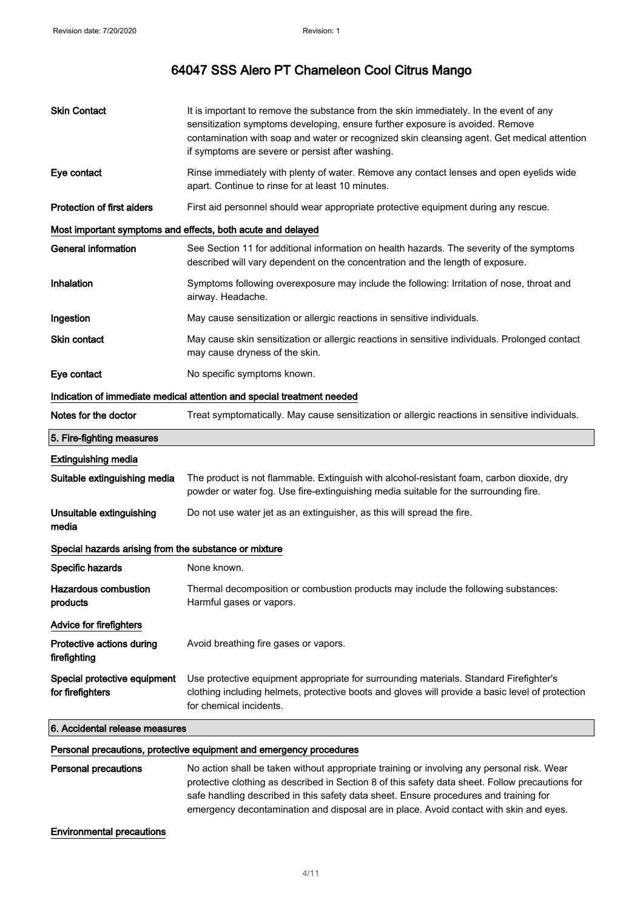| | |
|---|---|
| **Skin Contact** | It is important to remove the substance from the skin immediately. In the event of any sensitization symptoms developing, ensure further exposure is avoided. Remove contamination with soap and water or recognized skin cleansing agent. Get medical attention if symptoms are severe or persist after washing. |
| **Eye contact** | Rinse immediately with plenty of water. Remove any contact lenses and open eyelids wide apart. Continue to rinse for at least 10 minutes. |
| **Protection of first aiders** | First aid personnel should wear appropriate protective equipment during any rescue. |

#### Most important symptoms and effects, both acute and delayed

| | |
|---|---|
| **General information** | See Section 11 for additional information on health hazards. The severity of the symptoms described will vary dependent on the concentration and the length of exposure. |
| **Inhalation** | Symptoms following overexposure may include the following: Irritation of nose, throat and airway. Headache. |
| **Ingestion** | May cause sensitization or allergic reactions in sensitive individuals. |
| **Skin contact** | May cause skin sensitization or allergic reactions in sensitive individuals. Prolonged contact may cause dryness of the skin. |
| **Eye contact** | No specific symptoms known. |

#### Indication of immediate medical attention and special treatment needed

| | |
|---|---|
| **Notes for the doctor** | Treat symptomatically. May cause sensitization or allergic reactions in sensitive individuals. |

## 5. Fire-fighting measures

#### Extinguishing media

| | |
|---|---|
| **Suitable extinguishing media** | The product is not flammable. Extinguish with alcohol-resistant foam, carbon dioxide, dry powder or water fog. Use fire-extinguishing media suitable for the surrounding fire. |
| **Unsuitable extinguishing media** | Do not use water jet as an extinguisher, as this will spread the fire. |

#### Special hazards arising from the substance or mixture

| | |
|---|---|
| **Specific hazards** | None known. |
| **Hazardous combustion products** | Thermal decomposition or combustion products may include the following substances: Harmful gases or vapors. |

#### Advice for firefighters

| | |
|---|---|
| **Protective actions during firefighting** | Avoid breathing fire gases or vapors. |
| **Special protective equipment for firefighters** | Use protective equipment appropriate for surrounding materials. Standard Firefighter's clothing including helmets, protective boots and gloves will provide a basic level of protection for chemical incidents. |

## 6. Accidental release measures

#### Personal precautions, protective equipment and emergency procedures

| | |
|---|---|
| **Personal precautions** | No action shall be taken without appropriate training or involving any personal risk. Wear protective clothing as described in Section 8 of this safety data sheet. Follow precautions for safe handling described in this safety data sheet. Ensure procedures and training for emergency decontamination and disposal are in place. Avoid contact with skin and eyes. |

#### Environmental precautions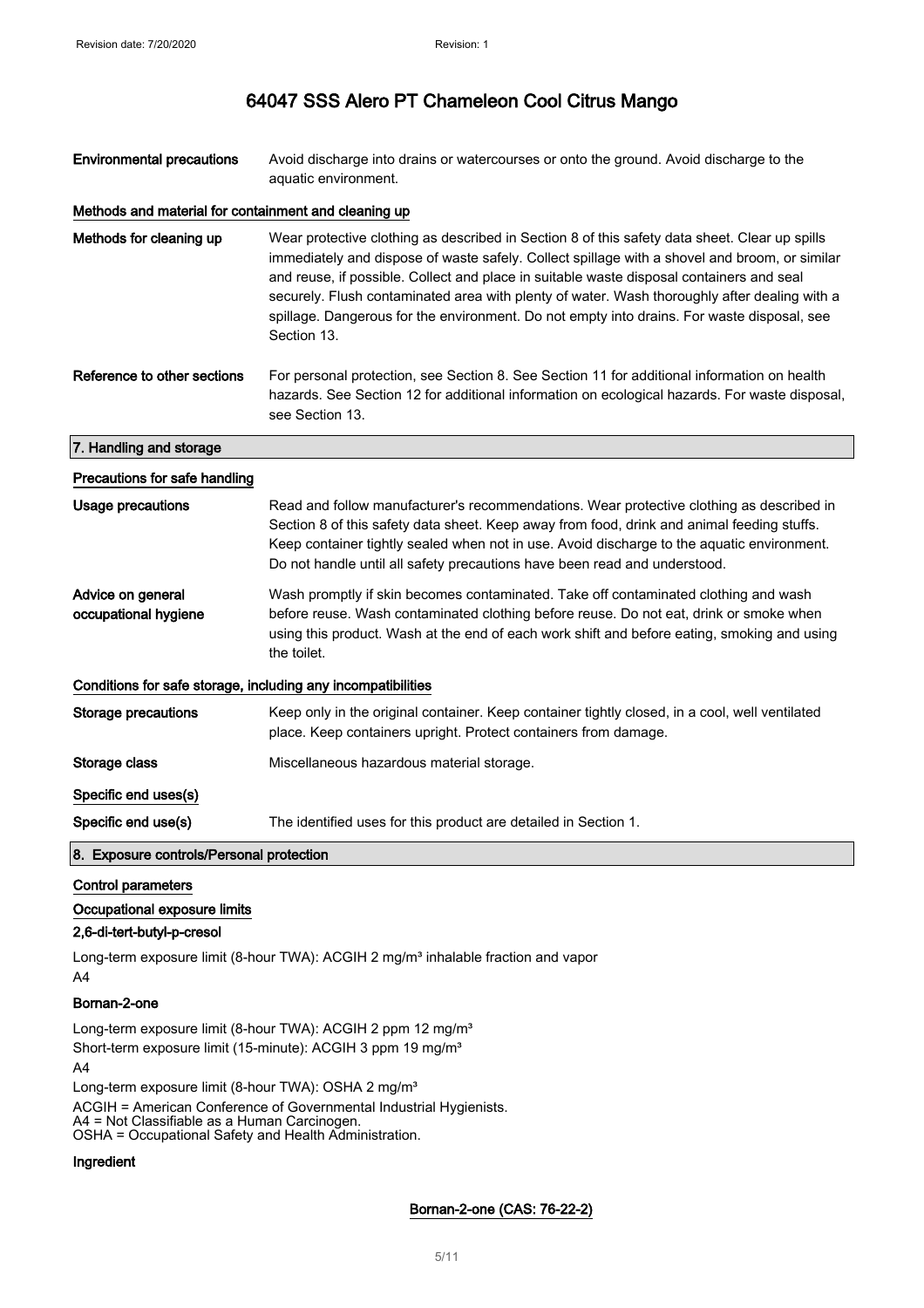**Environmental precautions** Avoid discharge into drains or watercourses or onto the ground. Avoid discharge to the aquatic environment.

#### Methods and material for containment and cleaning up

**Methods for cleaning up** Wear protective clothing as described in Section 8 of this safety data sheet. Clear up spills immediately and dispose of waste safely. Collect spillage with a shovel and broom, or similar and reuse, if possible. Collect and place in suitable waste disposal containers and seal securely. Flush contaminated area with plenty of water. Wash thoroughly after dealing with a spillage. Dangerous for the environment. Do not empty into drains. For waste disposal, see Section 13.

**Reference to other sections** For personal protection, see Section 8. See Section 11 for additional information on health hazards. See Section 12 for additional information on ecological hazards. For waste disposal, see Section 13.

## 7. Handling and storage

#### Precautions for safe handling

**Usage precautions** Read and follow manufacturer's recommendations. Wear protective clothing as described in Section 8 of this safety data sheet. Keep away from food, drink and animal feeding stuffs. Keep container tightly sealed when not in use. Avoid discharge to the aquatic environment. Do not handle until all safety precautions have been read and understood.

**Advice on general occupational hygiene** Wash promptly if skin becomes contaminated. Take off contaminated clothing and wash before reuse. Wash contaminated clothing before reuse. Do not eat, drink or smoke when using this product. Wash at the end of each work shift and before eating, smoking and using the toilet.

#### Conditions for safe storage, including any incompatibilities

**Storage precautions** Keep only in the original container. Keep container tightly closed, in a cool, well ventilated place. Keep containers upright. Protect containers from damage.

**Storage class** Miscellaneous hazardous material storage.

#### Specific end uses(s)

**Specific end use(s)** The identified uses for this product are detailed in Section 1.

## 8. Exposure controls/Personal protection

#### Control parameters

#### Occupational exposure limits

**2,6-di-tert-butyl-p-cresol**

Long-term exposure limit (8-hour TWA): ACGIH 2 mg/m³ inhalable fraction and vapor
A4

**Bornan-2-one**

Long-term exposure limit (8-hour TWA): ACGIH 2 ppm 12 mg/m³
Short-term exposure limit (15-minute): ACGIH 3 ppm 19 mg/m³
A4
Long-term exposure limit (8-hour TWA): OSHA 2 mg/m³

ACGIH = American Conference of Governmental Industrial Hygienists.
A4 = Not Classifiable as a Human Carcinogen.
OSHA = Occupational Safety and Health Administration.

**Ingredient**

**Bornan-2-one (CAS: 76-22-2)**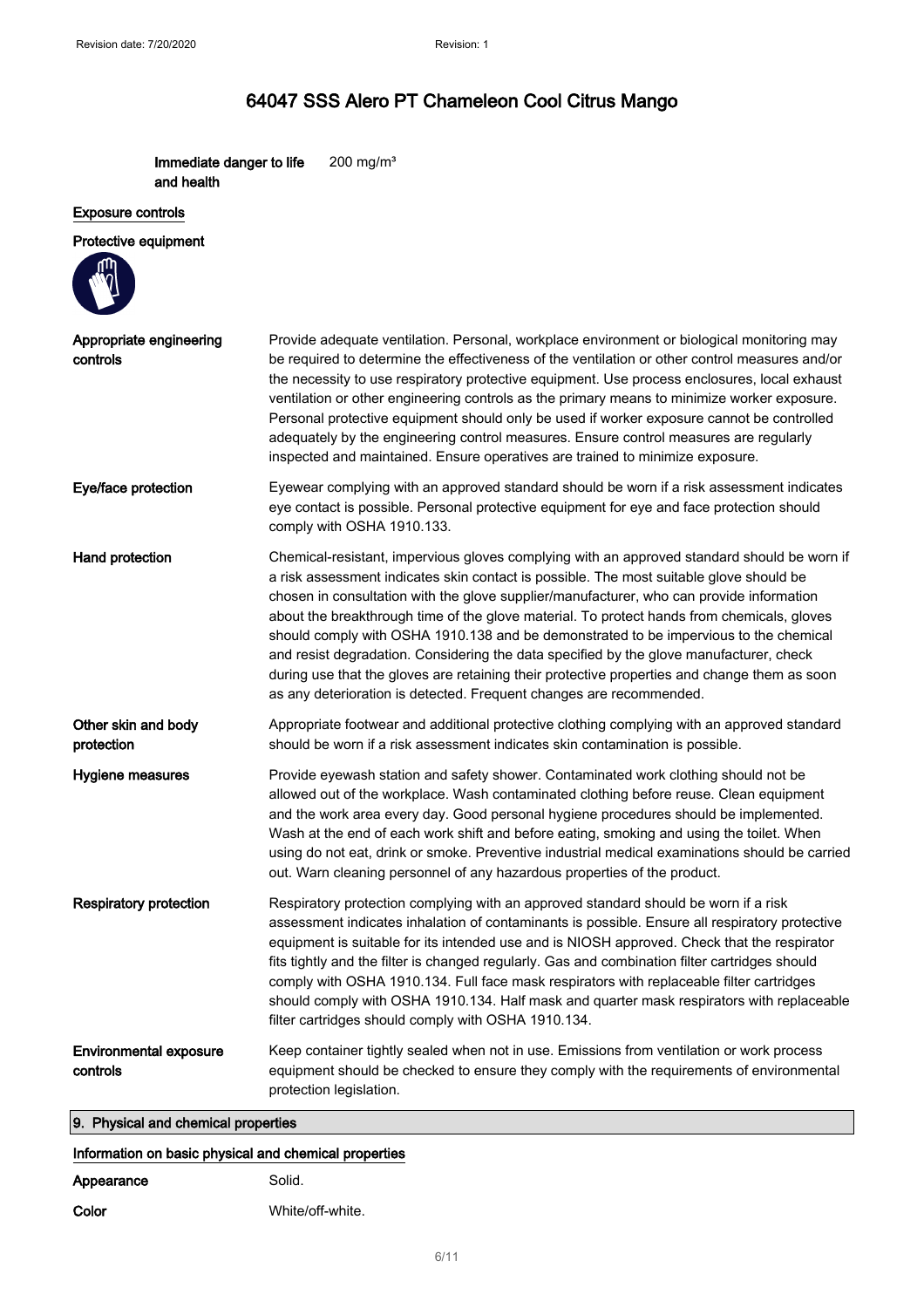**Immediate danger to life and health** 200 mg/m³

**Exposure controls**

**Protective equipment**

**Appropriate engineering controls**
Provide adequate ventilation. Personal, workplace environment or biological monitoring may be required to determine the effectiveness of the ventilation or other control measures and/or the necessity to use respiratory protective equipment. Use process enclosures, local exhaust ventilation or other engineering controls as the primary means to minimize worker exposure. Personal protective equipment should only be used if worker exposure cannot be controlled adequately by the engineering control measures. Ensure control measures are regularly inspected and maintained. Ensure operatives are trained to minimize exposure.

**Eye/face protection**
Eyewear complying with an approved standard should be worn if a risk assessment indicates eye contact is possible. Personal protective equipment for eye and face protection should comply with OSHA 1910.133.

**Hand protection**
Chemical-resistant, impervious gloves complying with an approved standard should be worn if a risk assessment indicates skin contact is possible. The most suitable glove should be chosen in consultation with the glove supplier/manufacturer, who can provide information about the breakthrough time of the glove material. To protect hands from chemicals, gloves should comply with OSHA 1910.138 and be demonstrated to be impervious to the chemical and resist degradation. Considering the data specified by the glove manufacturer, check during use that the gloves are retaining their protective properties and change them as soon as any deterioration is detected. Frequent changes are recommended.

**Other skin and body protection**
Appropriate footwear and additional protective clothing complying with an approved standard should be worn if a risk assessment indicates skin contamination is possible.

**Hygiene measures**
Provide eyewash station and safety shower. Contaminated work clothing should not be allowed out of the workplace. Wash contaminated clothing before reuse. Clean equipment and the work area every day. Good personal hygiene procedures should be implemented. Wash at the end of each work shift and before eating, smoking and using the toilet. When using do not eat, drink or smoke. Preventive industrial medical examinations should be carried out. Warn cleaning personnel of any hazardous properties of the product.

**Respiratory protection**
Respiratory protection complying with an approved standard should be worn if a risk assessment indicates inhalation of contaminants is possible. Ensure all respiratory protective equipment is suitable for its intended use and is NIOSH approved. Check that the respirator fits tightly and the filter is changed regularly. Gas and combination filter cartridges should comply with OSHA 1910.134. Full face mask respirators with replaceable filter cartridges should comply with OSHA 1910.134. Half mask and quarter mask respirators with replaceable filter cartridges should comply with OSHA 1910.134.

**Environmental exposure controls**
Keep container tightly sealed when not in use. Emissions from ventilation or work process equipment should be checked to ensure they comply with the requirements of environmental protection legislation.

## 9. Physical and chemical properties

**Information on basic physical and chemical properties**

**Appearance** Solid.

**Color** White/off-white.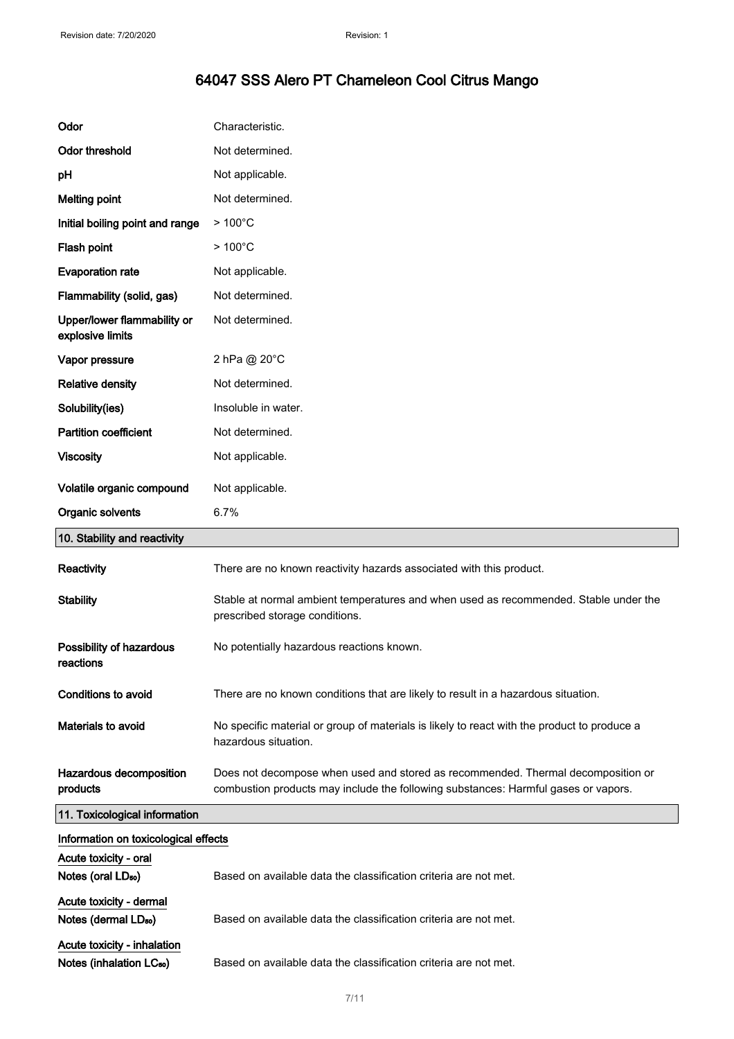# 64047 SSS Alero PT Chameleon Cool Citrus Mango

| | |
|---|---|
| **Odor** | Characteristic. |
| **Odor threshold** | Not determined. |
| **pH** | Not applicable. |
| **Melting point** | Not determined. |
| **Initial boiling point and range** | > 100°C |
| **Flash point** | > 100°C |
| **Evaporation rate** | Not applicable. |
| **Flammability (solid, gas)** | Not determined. |
| **Upper/lower flammability or explosive limits** | Not determined. |
| **Vapor pressure** | 2 hPa @ 20°C |
| **Relative density** | Not determined. |
| **Solubility(ies)** | Insoluble in water. |
| **Partition coefficient** | Not determined. |
| **Viscosity** | Not applicable. |
| **Volatile organic compound** | Not applicable. |
| **Organic solvents** | 6.7% |

## 10. Stability and reactivity

| | |
|---|---|
| **Reactivity** | There are no known reactivity hazards associated with this product. |
| **Stability** | Stable at normal ambient temperatures and when used as recommended. Stable under the prescribed storage conditions. |
| **Possibility of hazardous reactions** | No potentially hazardous reactions known. |
| **Conditions to avoid** | There are no known conditions that are likely to result in a hazardous situation. |
| **Materials to avoid** | No specific material or group of materials is likely to react with the product to produce a hazardous situation. |
| **Hazardous decomposition products** | Does not decompose when used and stored as recommended. Thermal decomposition or combustion products may include the following substances: Harmful gases or vapors. |

## 11. Toxicological information

**Information on toxicological effects**

**Acute toxicity - oral**

**Notes (oral $LD_{50}$)**: Based on available data the classification criteria are not met.

**Acute toxicity - dermal**

**Notes (dermal $LD_{50}$)**: Based on available data the classification criteria are not met.

**Acute toxicity - inhalation**

**Notes (inhalation $LC_{50}$)**: Based on available data the classification criteria are not met.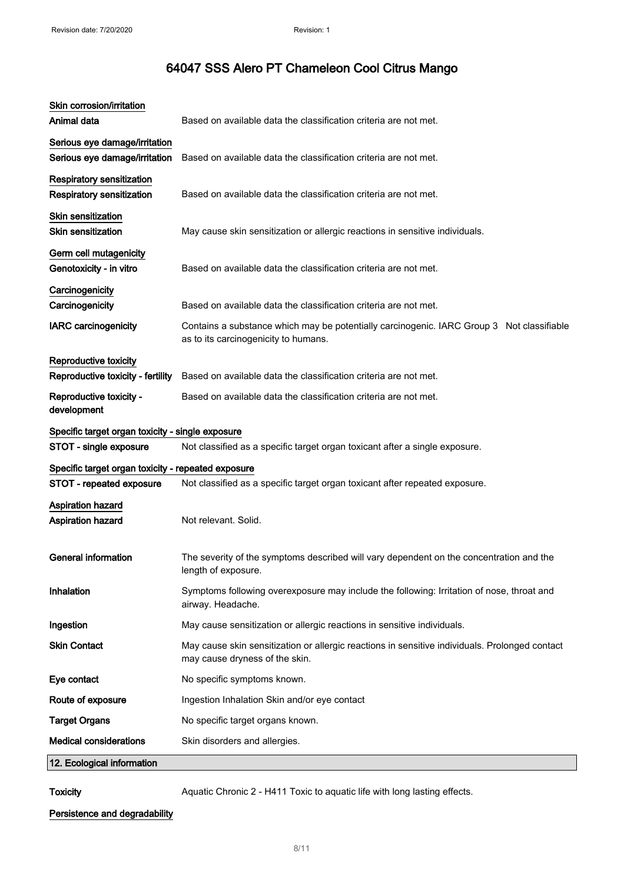# 64047 SSS Alero PT Chameleon Cool Citrus Mango

**Skin corrosion/irritation**

| | |
|---|---|
| **Animal data** | Based on available data the classification criteria are not met. |

**Serious eye damage/irritation**

| | |
|---|---|
| **Serious eye damage/irritation** | Based on available data the classification criteria are not met. |

**Respiratory sensitization**

| | |
|---|---|
| **Respiratory sensitization** | Based on available data the classification criteria are not met. |

**Skin sensitization**

| | |
|---|---|
| **Skin sensitization** | May cause skin sensitization or allergic reactions in sensitive individuals. |

**Germ cell mutagenicity**

| | |
|---|---|
| **Genotoxicity - in vitro** | Based on available data the classification criteria are not met. |

**Carcinogenicity**

| | |
|---|---|
| **Carcinogenicity** | Based on available data the classification criteria are not met. |
| **IARC carcinogenicity** | Contains a substance which may be potentially carcinogenic. IARC Group 3 Not classifiable as to its carcinogenicity to humans. |

**Reproductive toxicity**

| | |
|---|---|
| **Reproductive toxicity - fertility** | Based on available data the classification criteria are not met. |
| **Reproductive toxicity - development** | Based on available data the classification criteria are not met. |

**Specific target organ toxicity - single exposure**

| | |
|---|---|
| **STOT - single exposure** | Not classified as a specific target organ toxicant after a single exposure. |

**Specific target organ toxicity - repeated exposure**

| | |
|---|---|
| **STOT - repeated exposure** | Not classified as a specific target organ toxicant after repeated exposure. |

**Aspiration hazard**

| | |
|---|---|
| **Aspiration hazard** | Not relevant. Solid. |

| | |
|---|---|
| **General information** | The severity of the symptoms described will vary dependent on the concentration and the length of exposure. |
| **Inhalation** | Symptoms following overexposure may include the following: Irritation of nose, throat and airway. Headache. |
| **Ingestion** | May cause sensitization or allergic reactions in sensitive individuals. |
| **Skin Contact** | May cause skin sensitization or allergic reactions in sensitive individuals. Prolonged contact may cause dryness of the skin. |
| **Eye contact** | No specific symptoms known. |
| **Route of exposure** | Ingestion Inhalation Skin and/or eye contact |
| **Target Organs** | No specific target organs known. |
| **Medical considerations** | Skin disorders and allergies. |

## 12. Ecological information

| | |
|---|---|
| **Toxicity** | Aquatic Chronic 2 - H411 Toxic to aquatic life with long lasting effects. |

**Persistence and degradability**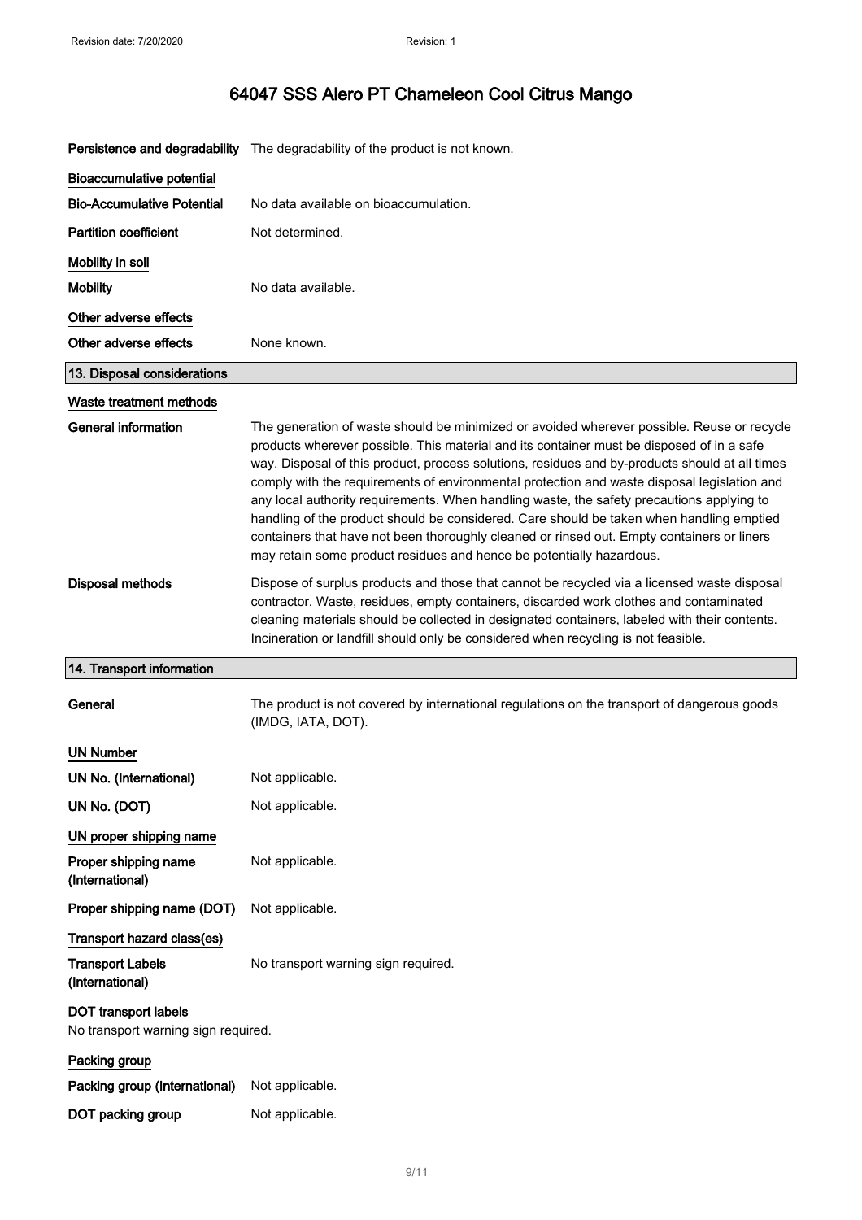# 64047 SSS Alero PT Chameleon Cool Citrus Mango

**Persistence and degradability** The degradability of the product is not known.

**Bioaccumulative potential**

**Bio-Accumulative Potential** No data available on bioaccumulation.

**Partition coefficient** Not determined.

**Mobility in soil**

**Mobility** No data available.

**Other adverse effects**

**Other adverse effects** None known.

## 13. Disposal considerations

**Waste treatment methods**

**General information** The generation of waste should be minimized or avoided wherever possible. Reuse or recycle products wherever possible. This material and its container must be disposed of in a safe way. Disposal of this product, process solutions, residues and by-products should at all times comply with the requirements of environmental protection and waste disposal legislation and any local authority requirements. When handling waste, the safety precautions applying to handling of the product should be considered. Care should be taken when handling emptied containers that have not been thoroughly cleaned or rinsed out. Empty containers or liners may retain some product residues and hence be potentially hazardous.

**Disposal methods** Dispose of surplus products and those that cannot be recycled via a licensed waste disposal contractor. Waste, residues, empty containers, discarded work clothes and contaminated cleaning materials should be collected in designated containers, labeled with their contents. Incineration or landfill should only be considered when recycling is not feasible.

## 14. Transport information

**General** The product is not covered by international regulations on the transport of dangerous goods (IMDG, IATA, DOT).

**UN Number**

**UN No. (International)** Not applicable.

**UN No. (DOT)** Not applicable.

**UN proper shipping name**

**Proper shipping name (International)** Not applicable.

**Proper shipping name (DOT)** Not applicable.

**Transport hazard class(es)**

**Transport Labels (International)** No transport warning sign required.

**DOT transport labels**
No transport warning sign required.

**Packing group**

**Packing group (International)** Not applicable.

**DOT packing group** Not applicable.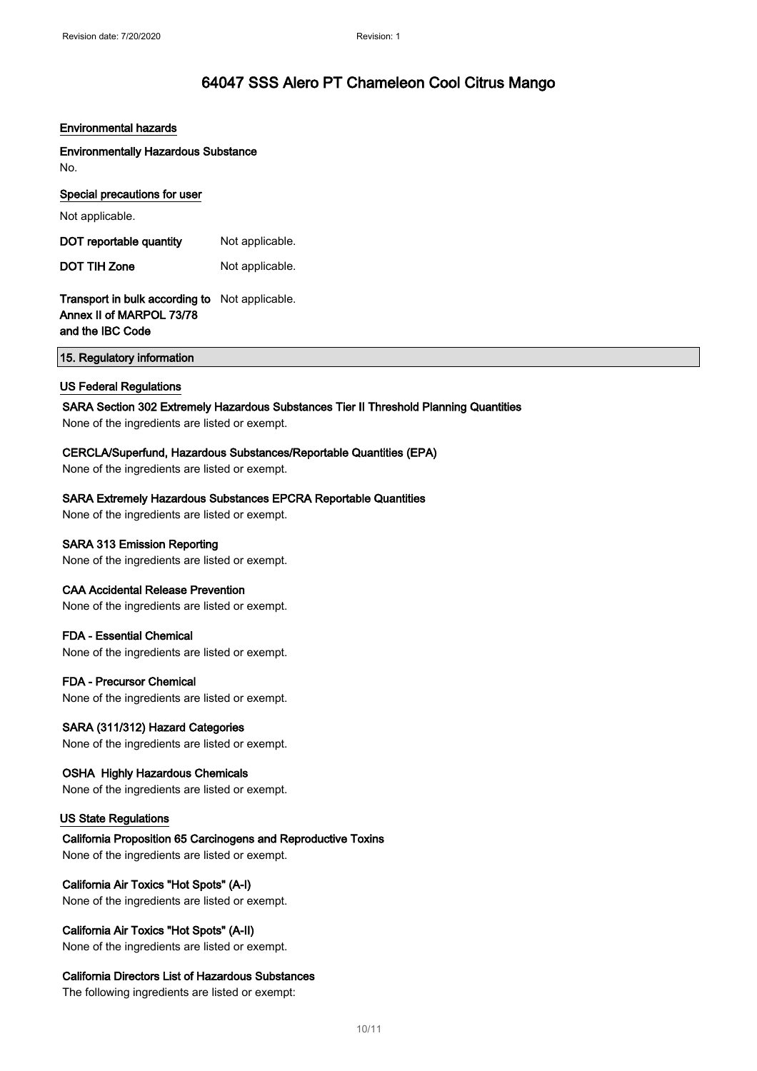# 64047 SSS Alero PT Chameleon Cool Citrus Mango

### Environmental hazards

**Environmentally Hazardous Substance**

No.

### Special precautions for user

Not applicable.

| | |
|---|---|
| **DOT reportable quantity** | Not applicable. |
| **DOT TIH Zone** | Not applicable. |
| **Transport in bulk according to Annex II of MARPOL 73/78 and the IBC Code** | Not applicable. |

## 15. Regulatory information

### US Federal Regulations

**SARA Section 302 Extremely Hazardous Substances Tier II Threshold Planning Quantities**

None of the ingredients are listed or exempt.

**CERCLA/Superfund, Hazardous Substances/Reportable Quantities (EPA)**

None of the ingredients are listed or exempt.

**SARA Extremely Hazardous Substances EPCRA Reportable Quantities**

None of the ingredients are listed or exempt.

**SARA 313 Emission Reporting**

None of the ingredients are listed or exempt.

**CAA Accidental Release Prevention**

None of the ingredients are listed or exempt.

**FDA - Essential Chemical**

None of the ingredients are listed or exempt.

**FDA - Precursor Chemical**

None of the ingredients are listed or exempt.

**SARA (311/312) Hazard Categories**

None of the ingredients are listed or exempt.

**OSHA Highly Hazardous Chemicals**

None of the ingredients are listed or exempt.

### US State Regulations

**California Proposition 65 Carcinogens and Reproductive Toxins**

None of the ingredients are listed or exempt.

**California Air Toxics "Hot Spots" (A-I)**

None of the ingredients are listed or exempt.

**California Air Toxics "Hot Spots" (A-II)**

None of the ingredients are listed or exempt.

**California Directors List of Hazardous Substances**

The following ingredients are listed or exempt: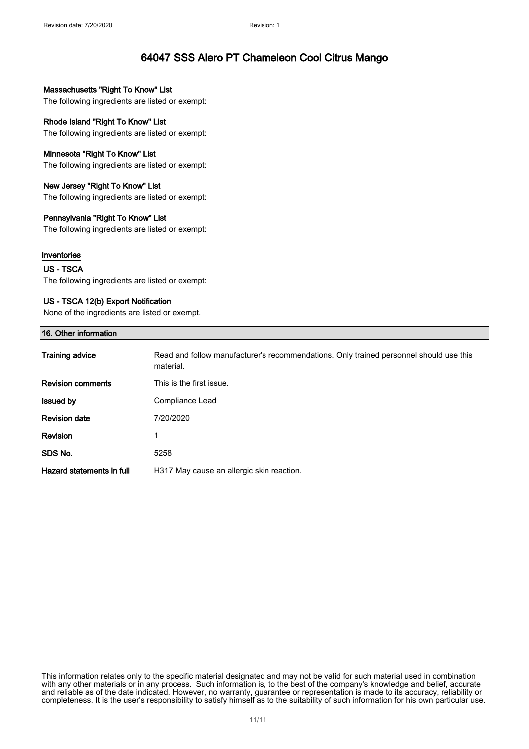#### Massachusetts "Right To Know" List

The following ingredients are listed or exempt:

#### Rhode Island "Right To Know" List

The following ingredients are listed or exempt:

#### Minnesota "Right To Know" List

The following ingredients are listed or exempt:

#### New Jersey "Right To Know" List

The following ingredients are listed or exempt:

#### Pennsylvania "Right To Know" List

The following ingredients are listed or exempt:

### Inventories

#### US - TSCA

The following ingredients are listed or exempt:

#### US - TSCA 12(b) Export Notification

None of the ingredients are listed or exempt.

## 16. Other information

| | |
|---|---|
| **Training advice** | Read and follow manufacturer's recommendations. Only trained personnel should use this material. |
| **Revision comments** | This is the first issue. |
| **Issued by** | Compliance Lead |
| **Revision date** | 7/20/2020 |
| **Revision** | 1 |
| **SDS No.** | 5258 |
| **Hazard statements in full** | H317 May cause an allergic skin reaction. |

This information relates only to the specific material designated and may not be valid for such material used in combination with any other materials or in any process. Such information is, to the best of the company's knowledge and belief, accurate and reliable as of the date indicated. However, no warranty, guarantee or representation is made to its accuracy, reliability or completeness. It is the user's responsibility to satisfy himself as to the suitability of such information for his own particular use.